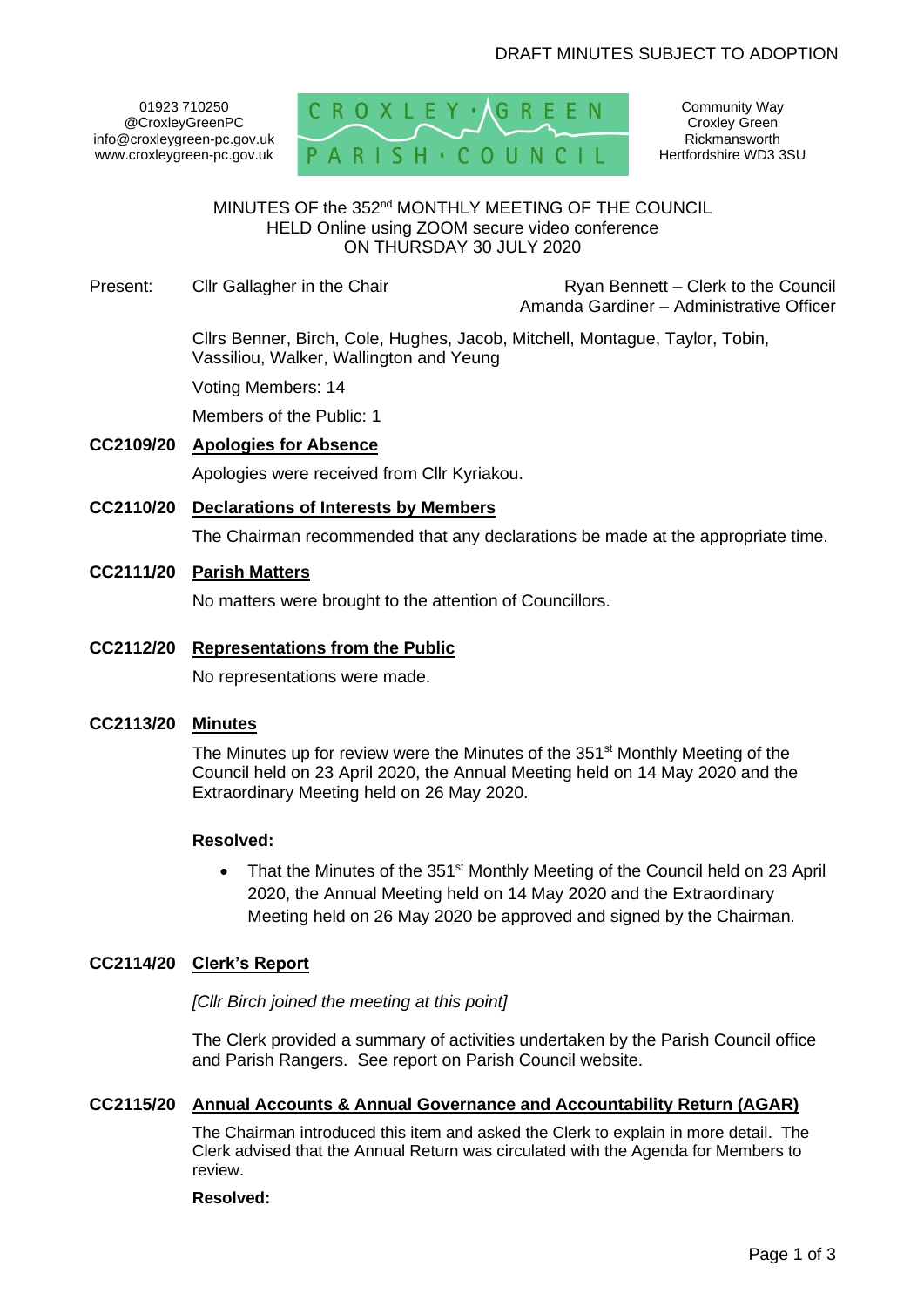DRAFT MINUTES SUBJECT TO ADOPTION

01923 710250
@CroxleyGreenPC
info@croxleygreen-pc.gov.uk
www.croxleygreen-pc.gov.uk

CROXLEY GREEN PARISH COUNCIL

Community Way
Croxley Green
Rickmansworth
Hertfordshire WD3 3SU

MINUTES OF the 352nd MONTHLY MEETING OF THE COUNCIL
HELD Online using ZOOM secure video conference
ON THURSDAY 30 JULY 2020

Present: Cllr Gallagher in the Chair

Ryan Bennett – Clerk to the Council
Amanda Gardiner – Administrative Officer

Cllrs Benner, Birch, Cole, Hughes, Jacob, Mitchell, Montague, Taylor, Tobin, Vassiliou, Walker, Wallington and Yeung

Voting Members: 14

Members of the Public: 1

**CC2109/20 Apologies for Absence**

Apologies were received from Cllr Kyriakou.

**CC2110/20 Declarations of Interests by Members**

The Chairman recommended that any declarations be made at the appropriate time.

**CC2111/20 Parish Matters**

No matters were brought to the attention of Councillors.

**CC2112/20 Representations from the Public**

No representations were made.

**CC2113/20 Minutes**

The Minutes up for review were the Minutes of the 351st Monthly Meeting of the Council held on 23 April 2020, the Annual Meeting held on 14 May 2020 and the Extraordinary Meeting held on 26 May 2020.

**Resolved:**

- That the Minutes of the 351st Monthly Meeting of the Council held on 23 April 2020, the Annual Meeting held on 14 May 2020 and the Extraordinary Meeting held on 26 May 2020 be approved and signed by the Chairman.

**CC2114/20 Clerk's Report**

*[Cllr Birch joined the meeting at this point]*

The Clerk provided a summary of activities undertaken by the Parish Council office and Parish Rangers. See report on Parish Council website.

**CC2115/20 Annual Accounts & Annual Governance and Accountability Return (AGAR)**

The Chairman introduced this item and asked the Clerk to explain in more detail. The Clerk advised that the Annual Return was circulated with the Agenda for Members to review.

**Resolved:**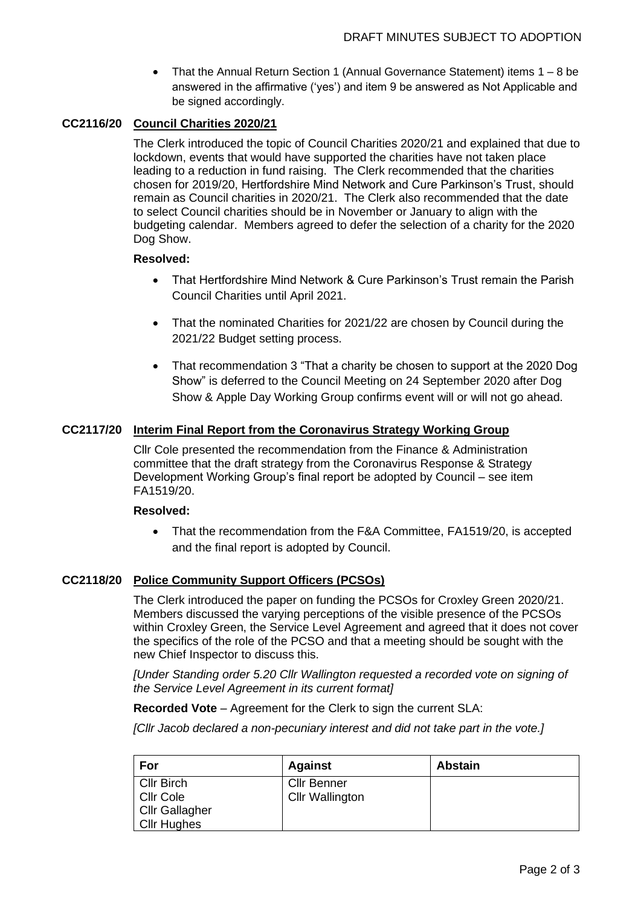- That the Annual Return Section 1 (Annual Governance Statement) items 1 – 8 be answered in the affirmative ('yes') and item 9 be answered as Not Applicable and be signed accordingly.

### CC2116/20 Council Charities 2020/21

The Clerk introduced the topic of Council Charities 2020/21 and explained that due to lockdown, events that would have supported the charities have not taken place leading to a reduction in fund raising. The Clerk recommended that the charities chosen for 2019/20, Hertfordshire Mind Network and Cure Parkinson's Trust, should remain as Council charities in 2020/21. The Clerk also recommended that the date to select Council charities should be in November or January to align with the budgeting calendar. Members agreed to defer the selection of a charity for the 2020 Dog Show.

**Resolved:**

- That Hertfordshire Mind Network & Cure Parkinson's Trust remain the Parish Council Charities until April 2021.
- That the nominated Charities for 2021/22 are chosen by Council during the 2021/22 Budget setting process.
- That recommendation 3 "That a charity be chosen to support at the 2020 Dog Show" is deferred to the Council Meeting on 24 September 2020 after Dog Show & Apple Day Working Group confirms event will or will not go ahead.

### CC2117/20 Interim Final Report from the Coronavirus Strategy Working Group

Cllr Cole presented the recommendation from the Finance & Administration committee that the draft strategy from the Coronavirus Response & Strategy Development Working Group's final report be adopted by Council – see item FA1519/20.

**Resolved:**

- That the recommendation from the F&A Committee, FA1519/20, is accepted and the final report is adopted by Council.

### CC2118/20 Police Community Support Officers (PCSOs)

The Clerk introduced the paper on funding the PCSOs for Croxley Green 2020/21. Members discussed the varying perceptions of the visible presence of the PCSOs within Croxley Green, the Service Level Agreement and agreed that it does not cover the specifics of the role of the PCSO and that a meeting should be sought with the new Chief Inspector to discuss this.

*[Under Standing order 5.20 Cllr Wallington requested a recorded vote on signing of the Service Level Agreement in its current format]*

**Recorded Vote** – Agreement for the Clerk to sign the current SLA:

*[Cllr Jacob declared a non-pecuniary interest and did not take part in the vote.]*

| For | Against | Abstain |
|---|---|---|
| Cllr Birch<br>Cllr Cole<br>Cllr Gallagher<br>Cllr Hughes | Cllr Benner<br>Cllr Wallington | |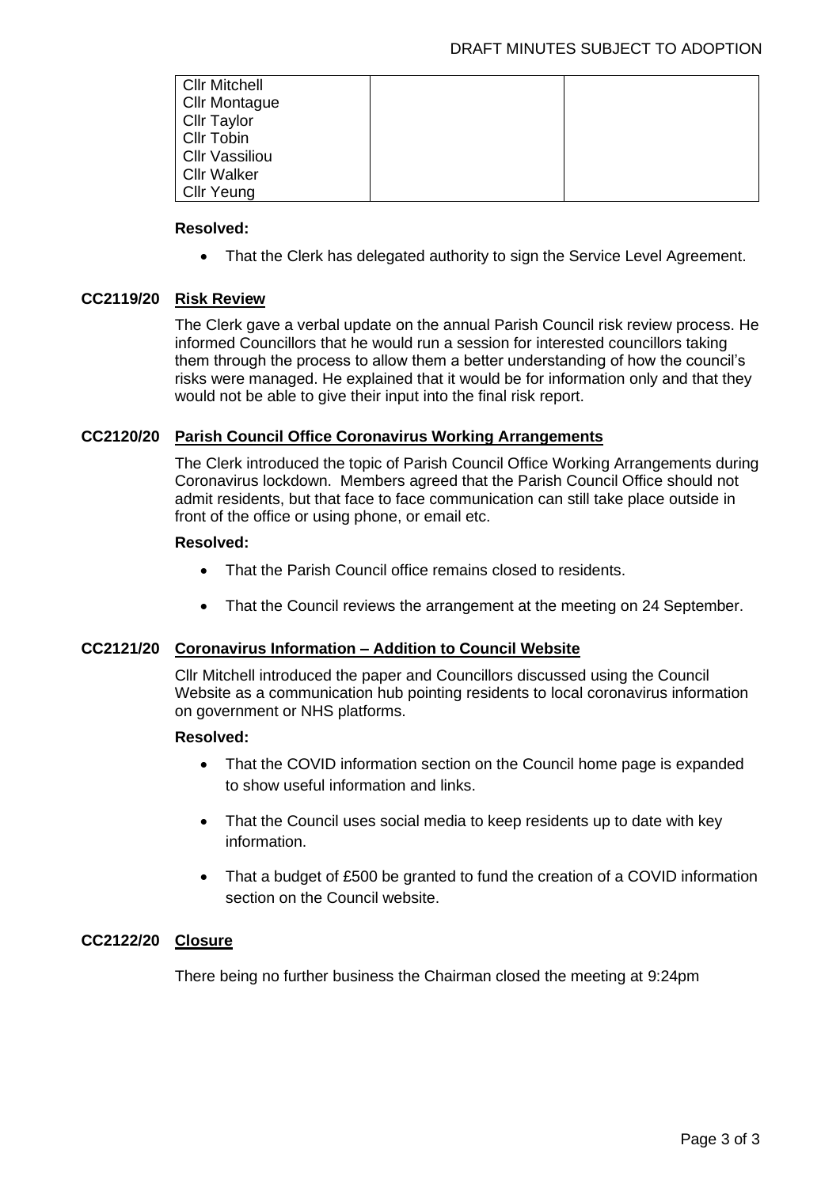| | | |
|---|---|---|
| Cllr Mitchell<br>Cllr Montague<br>Cllr Taylor<br>Cllr Tobin<br>Cllr Vassiliou<br>Cllr Walker<br>Cllr Yeung | | |

**Resolved:**

- That the Clerk has delegated authority to sign the Service Level Agreement.

**CC2119/20 Risk Review**

The Clerk gave a verbal update on the annual Parish Council risk review process. He informed Councillors that he would run a session for interested councillors taking them through the process to allow them a better understanding of how the council's risks were managed. He explained that it would be for information only and that they would not be able to give their input into the final risk report.

**CC2120/20 Parish Council Office Coronavirus Working Arrangements**

The Clerk introduced the topic of Parish Council Office Working Arrangements during Coronavirus lockdown. Members agreed that the Parish Council Office should not admit residents, but that face to face communication can still take place outside in front of the office or using phone, or email etc.

**Resolved:**

- That the Parish Council office remains closed to residents.
- That the Council reviews the arrangement at the meeting on 24 September.

**CC2121/20 Coronavirus Information – Addition to Council Website**

Cllr Mitchell introduced the paper and Councillors discussed using the Council Website as a communication hub pointing residents to local coronavirus information on government or NHS platforms.

**Resolved:**

- That the COVID information section on the Council home page is expanded to show useful information and links.
- That the Council uses social media to keep residents up to date with key information.
- That a budget of £500 be granted to fund the creation of a COVID information section on the Council website.

**CC2122/20 Closure**

There being no further business the Chairman closed the meeting at 9:24pm